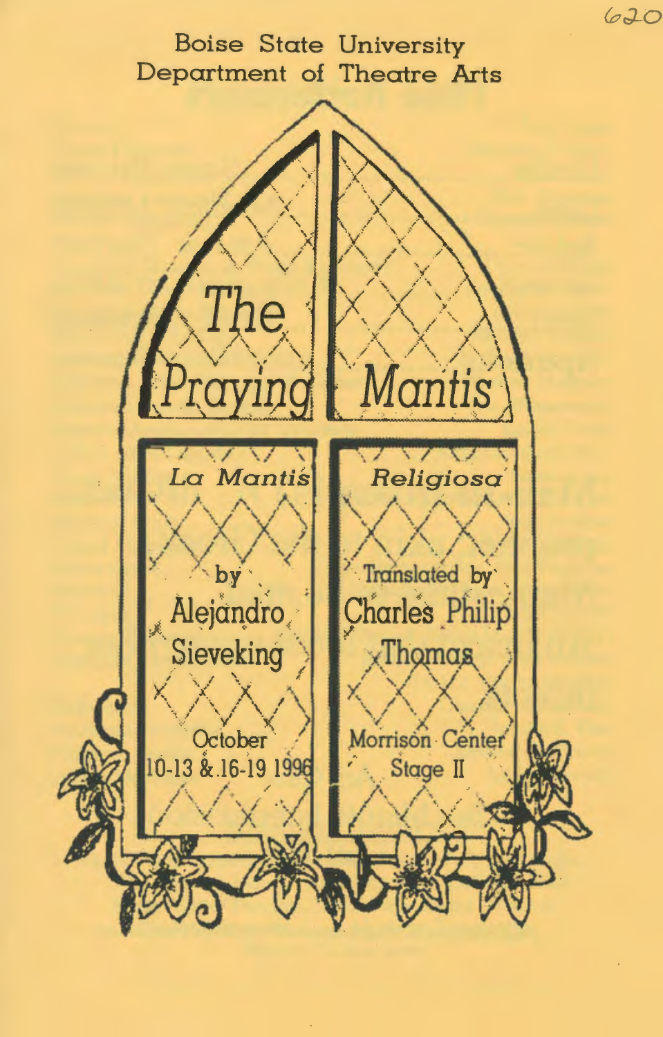Boise State University
Department of Theatre Arts

# The Praying Mantis

*La Mantis Religiosa*

by
Alejandro Sieveking

Translated by
Charles Philip Thomas

October
10-13 & 16-19 1996

Morrison Center
Stage II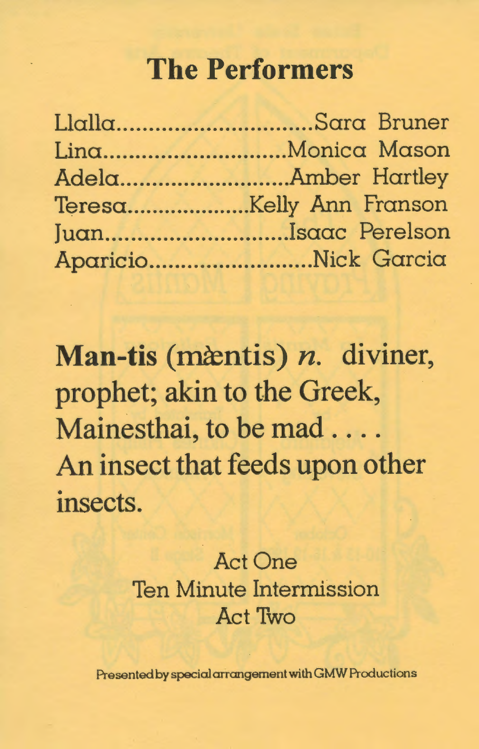# The Performers

| | |
|---|---|
| Llalla | Sara Bruner |
| Lina | Monica Mason |
| Adela | Amber Hartley |
| Teresa | Kelly Ann Franson |
| Juan | Isaac Perelson |
| Aparicio | Nick Garcia |

**Man-tis (màntis)** ***n.*** diviner, prophet; akin to the Greek, Mainesthai, to be mad . . . . An insect that feeds upon other insects.

Act One
Ten Minute Intermission
Act Two

Presented by special arrangement with GMW Productions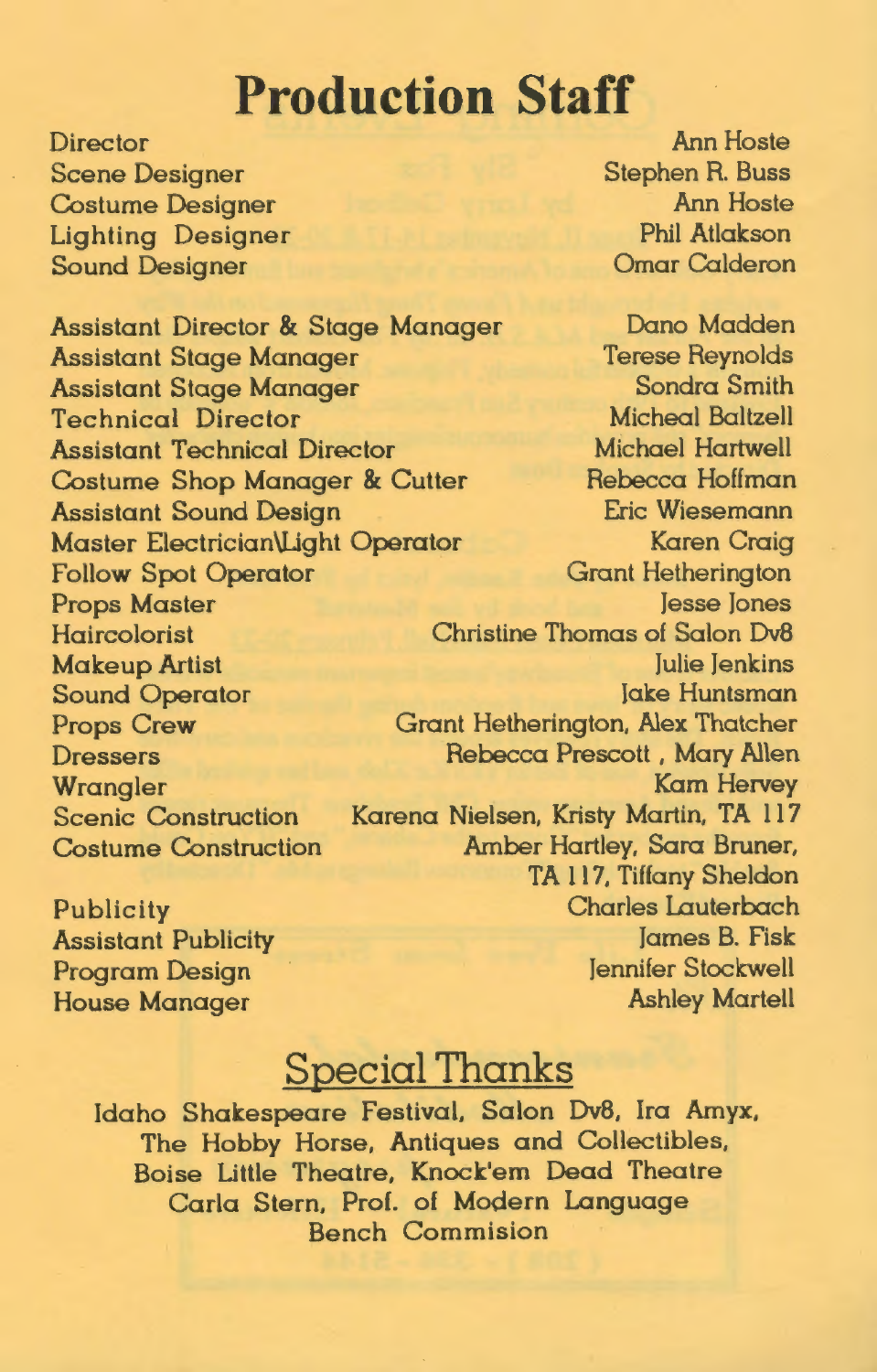# Production Staff

| Role | Name |
|---|---|
| Director | Ann Hoste |
| Scene Designer | Stephen R. Buss |
| Costume Designer | Ann Hoste |
| Lighting Designer | Phil Atlakson |
| Sound Designer | Omar Calderon |
| | |
| Assistant Director & Stage Manager | Dano Madden |
| Assistant Stage Manager | Terese Reynolds |
| Assistant Stage Manager | Sondra Smith |
| Technical Director | Micheal Baltzell |
| Assistant Technical Director | Michael Hartwell |
| Costume Shop Manager & Cutter | Rebecca Hoffman |
| Assistant Sound Design | Eric Wiesemann |
| Master Electrician\Light Operator | Karen Craig |
| Follow Spot Operator | Grant Hetherington |
| Props Master | Jesse Jones |
| Haircolorist | Christine Thomas of Salon Dv8 |
| Makeup Artist | Julie Jenkins |
| Sound Operator | Jake Huntsman |
| Props Crew | Grant Hetherington, Alex Thatcher |
| Dressers | Rebecca Prescott , Mary Allen |
| Wrangler | Kam Hervey |
| Scenic Construction | Karena Nielsen, Kristy Martin, TA 117 |
| Costume Construction | Amber Hartley, Sara Bruner, TA 117, Tiffany Sheldon |
| | |
| Publicity | Charles Lauterbach |
| Assistant Publicity | James B. Fisk |
| Program Design | Jennifer Stockwell |
| House Manager | Ashley Martell |

## Special Thanks

Idaho Shakespeare Festival, Salon Dv8, Ira Amyx, The Hobby Horse, Antiques and Collectibles, Boise Little Theatre, Knock'em Dead Theatre
Carla Stern, Prof. of Modern Language
Bench Commision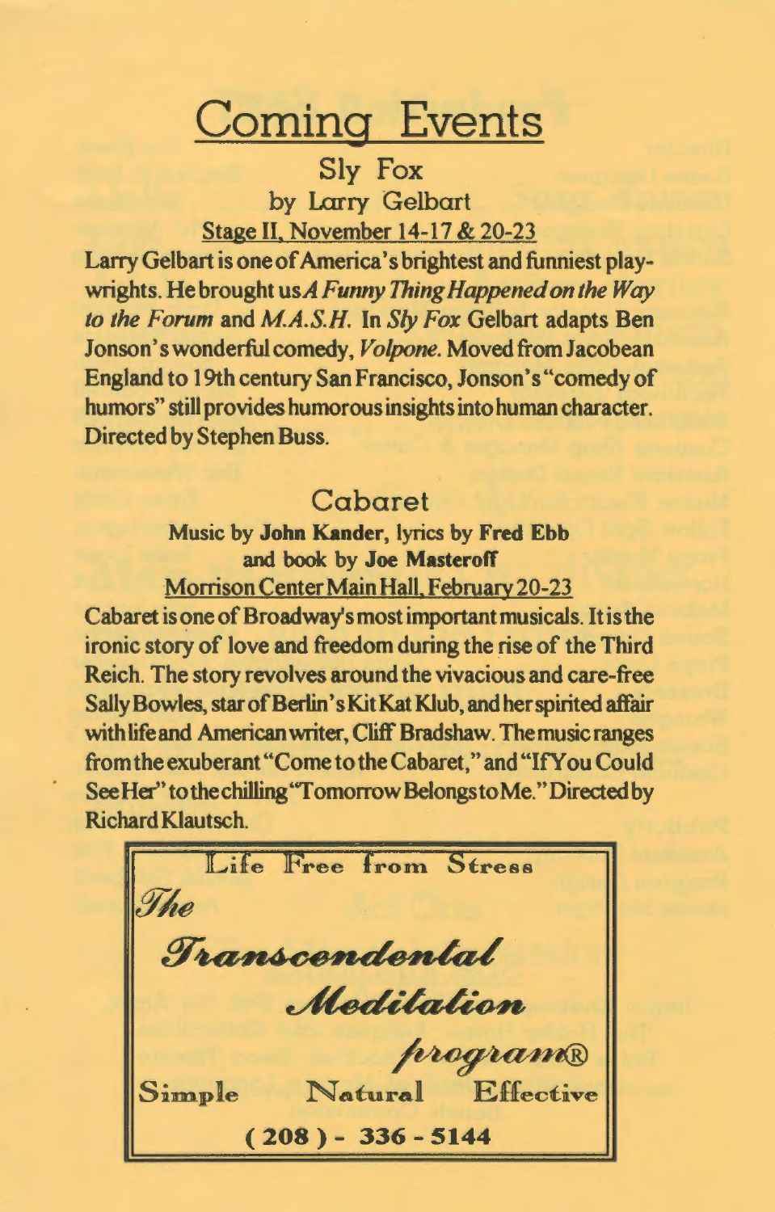# Coming Events

## Sly Fox

by Larry Gelbart

Stage II, November 14-17 & 20-23

Larry Gelbart is one of America's brightest and funniest playwrights. He brought us *A Funny Thing Happened on the Way to the Forum* and *M.A.S.H.* In *Sly Fox* Gelbart adapts Ben Jonson's wonderful comedy, *Volpone*. Moved from Jacobean England to 19th century San Francisco, Jonson's "comedy of humors" still provides humorous insights into human character. Directed by Stephen Buss.

## Cabaret

**Music by John Kander, lyrics by Fred Ebb and book by Joe Masteroff**

Morrison Center Main Hall, February 20-23

Cabaret is one of Broadway's most important musicals. It is the ironic story of love and freedom during the rise of the Third Reich. The story revolves around the vivacious and care-free Sally Bowles, star of Berlin's Kit Kat Klub, and her spirited affair with life and American writer, Cliff Bradshaw. The music ranges from the exuberant "Come to the Cabaret," and "If You Could See Her" to the chilling "Tomorrow Belongs to Me." Directed by Richard Klautsch.

---

Life Free from Stress

*The Transcendental Meditation program®*

Simple Natural Effective

**(208) - 336 - 5144**